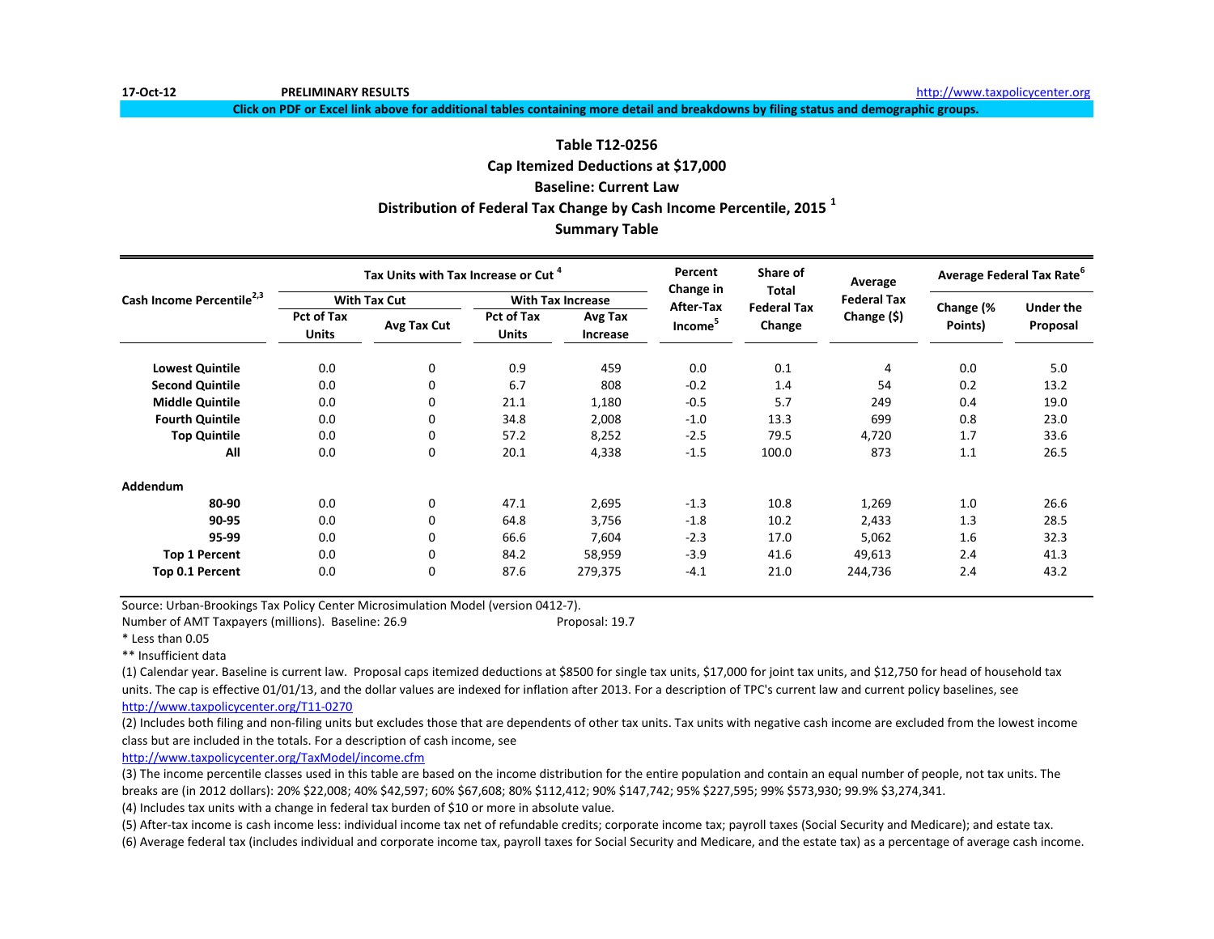17-Oct-12 **PRELIMINARY RESULTS** http://www.taxpolicycenter.org

**Click on PDF or Excel link above for additional tables containing more detail and breakdowns by filing status and demographic groups.**

## Table T12-0256
## Cap Itemized Deductions at $17,000
## Baseline: Current Law
## Distribution of Federal Tax Change by Cash Income Percentile, 2015 [1]
## Summary Table

| Cash Income Percentile[2,3] | Tax Units with Tax Increase or Cut [4] | | | | Percent Change in After-Tax Income[5] | Share of Total Federal Tax Change | Average Federal Tax Change ($) | Average Federal Tax Rate[6] | |
|---|---|---|---|---|---|---|---|---|---|
| | With Tax Cut | | With Tax Increase | | | | | | |
| | Pct of Tax Units | Avg Tax Cut | Pct of Tax Units | Avg Tax Increase | | | | Change (% Points) | Under the Proposal |
| **Lowest Quintile** | 0.0 | 0 | 0.9 | 459 | 0.0 | 0.1 | 4 | 0.0 | 5.0 |
| **Second Quintile** | 0.0 | 0 | 6.7 | 808 | -0.2 | 1.4 | 54 | 0.2 | 13.2 |
| **Middle Quintile** | 0.0 | 0 | 21.1 | 1,180 | -0.5 | 5.7 | 249 | 0.4 | 19.0 |
| **Fourth Quintile** | 0.0 | 0 | 34.8 | 2,008 | -1.0 | 13.3 | 699 | 0.8 | 23.0 |
| **Top Quintile** | 0.0 | 0 | 57.2 | 8,252 | -2.5 | 79.5 | 4,720 | 1.7 | 33.6 |
| **All** | 0.0 | 0 | 20.1 | 4,338 | -1.5 | 100.0 | 873 | 1.1 | 26.5 |
| **Addendum** | | | | | | | | | |
| **80-90** | 0.0 | 0 | 47.1 | 2,695 | -1.3 | 10.8 | 1,269 | 1.0 | 26.6 |
| **90-95** | 0.0 | 0 | 64.8 | 3,756 | -1.8 | 10.2 | 2,433 | 1.3 | 28.5 |
| **95-99** | 0.0 | 0 | 66.6 | 7,604 | -2.3 | 17.0 | 5,062 | 1.6 | 32.3 |
| **Top 1 Percent** | 0.0 | 0 | 84.2 | 58,959 | -3.9 | 41.6 | 49,613 | 2.4 | 41.3 |
| **Top 0.1 Percent** | 0.0 | 0 | 87.6 | 279,375 | -4.1 | 21.0 | 244,736 | 2.4 | 43.2 |

Source: Urban-Brookings Tax Policy Center Microsimulation Model (version 0412-7).

Number of AMT Taxpayers (millions). Baseline: 26.9 Proposal: 19.7

* Less than 0.05

** Insufficient data

(1) Calendar year. Baseline is current law. Proposal caps itemized deductions at $8500 for single tax units, $17,000 for joint tax units, and $12,750 for head of household tax units. The cap is effective 01/01/13, and the dollar values are indexed for inflation after 2013. For a description of TPC's current law and current policy baselines, see http://www.taxpolicycenter.org/T11-0270

(2) Includes both filing and non-filing units but excludes those that are dependents of other tax units. Tax units with negative cash income are excluded from the lowest income class but are included in the totals. For a description of cash income, see http://www.taxpolicycenter.org/TaxModel/income.cfm

(3) The income percentile classes used in this table are based on the income distribution for the entire population and contain an equal number of people, not tax units. The breaks are (in 2012 dollars): 20% $22,008; 40% $42,597; 60% $67,608; 80% $112,412; 90% $147,742; 95% $227,595; 99% $573,930; 99.9% $3,274,341.

(4) Includes tax units with a change in federal tax burden of $10 or more in absolute value.

(5) After-tax income is cash income less: individual income tax net of refundable credits; corporate income tax; payroll taxes (Social Security and Medicare); and estate tax.

(6) Average federal tax (includes individual and corporate income tax, payroll taxes for Social Security and Medicare, and the estate tax) as a percentage of average cash income.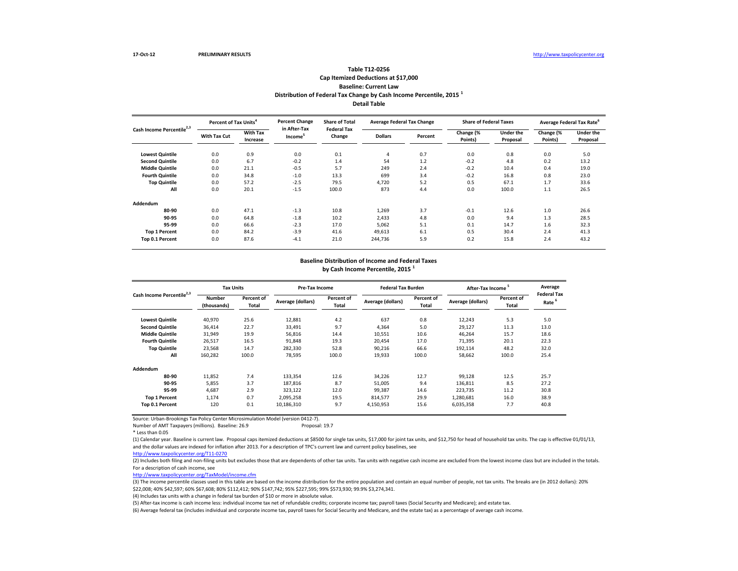17-Oct-12 **PRELIMINARY RESULTS** http://www.taxpolicycenter.org

### Table T12-0256
### Cap Itemized Deductions at $17,000
### Baseline: Current Law
### Distribution of Federal Tax Change by Cash Income Percentile, 2015 [1]
### Detail Table

| Cash Income Percentile[2,3] | Percent of Tax Units[4] | | Percent Change in After-Tax Income[5] | Share of Total Federal Tax Change | Average Federal Tax Change | | Share of Federal Taxes | | Average Federal Tax Rate[6] | |
|---|---|---|---|---|---|---|---|---|---|---|
| | With Tax Cut | With Tax Increase | | | Dollars | Percent | Change (% Points) | Under the Proposal | Change (% Points) | Under the Proposal |
| **Lowest Quintile** | 0.0 | 0.9 | 0.0 | 0.1 | 4 | 0.7 | 0.0 | 0.8 | 0.0 | 5.0 |
| **Second Quintile** | 0.0 | 6.7 | -0.2 | 1.4 | 54 | 1.2 | -0.2 | 4.8 | 0.2 | 13.2 |
| **Middle Quintile** | 0.0 | 21.1 | -0.5 | 5.7 | 249 | 2.4 | -0.2 | 10.4 | 0.4 | 19.0 |
| **Fourth Quintile** | 0.0 | 34.8 | -1.0 | 13.3 | 699 | 3.4 | -0.2 | 16.8 | 0.8 | 23.0 |
| **Top Quintile** | 0.0 | 57.2 | -2.5 | 79.5 | 4,720 | 5.2 | 0.5 | 67.1 | 1.7 | 33.6 |
| **All** | 0.0 | 20.1 | -1.5 | 100.0 | 873 | 4.4 | 0.0 | 100.0 | 1.1 | 26.5 |
| **Addendum** | | | | | | | | | | |
| **80-90** | 0.0 | 47.1 | -1.3 | 10.8 | 1,269 | 3.7 | -0.1 | 12.6 | 1.0 | 26.6 |
| **90-95** | 0.0 | 64.8 | -1.8 | 10.2 | 2,433 | 4.8 | 0.0 | 9.4 | 1.3 | 28.5 |
| **95-99** | 0.0 | 66.6 | -2.3 | 17.0 | 5,062 | 5.1 | 0.1 | 14.7 | 1.6 | 32.3 |
| **Top 1 Percent** | 0.0 | 84.2 | -3.9 | 41.6 | 49,613 | 6.1 | 0.5 | 30.4 | 2.4 | 41.3 |
| **Top 0.1 Percent** | 0.0 | 87.6 | -4.1 | 21.0 | 244,736 | 5.9 | 0.2 | 15.8 | 2.4 | 43.2 |

### Baseline Distribution of Income and Federal Taxes
### by Cash Income Percentile, 2015 [1]

| Cash Income Percentile[2,3] | Tax Units | | Pre-Tax Income | | Federal Tax Burden | | After-Tax Income[5] | | Average Federal Tax Rate[6] |
|---|---|---|---|---|---|---|---|---|---|
| | Number (thousands) | Percent of Total | Average (dollars) | Percent of Total | Average (dollars) | Percent of Total | Average (dollars) | Percent of Total | |
| **Lowest Quintile** | 40,970 | 25.6 | 12,881 | 4.2 | 637 | 0.8 | 12,243 | 5.3 | 5.0 |
| **Second Quintile** | 36,414 | 22.7 | 33,491 | 9.7 | 4,364 | 5.0 | 29,127 | 11.3 | 13.0 |
| **Middle Quintile** | 31,949 | 19.9 | 56,816 | 14.4 | 10,551 | 10.6 | 46,264 | 15.7 | 18.6 |
| **Fourth Quintile** | 26,517 | 16.5 | 91,848 | 19.3 | 20,454 | 17.0 | 71,395 | 20.1 | 22.3 |
| **Top Quintile** | 23,568 | 14.7 | 282,330 | 52.8 | 90,216 | 66.6 | 192,114 | 48.2 | 32.0 |
| **All** | 160,282 | 100.0 | 78,595 | 100.0 | 19,933 | 100.0 | 58,662 | 100.0 | 25.4 |
| **Addendum** | | | | | | | | | |
| **80-90** | 11,852 | 7.4 | 133,354 | 12.6 | 34,226 | 12.7 | 99,128 | 12.5 | 25.7 |
| **90-95** | 5,855 | 3.7 | 187,816 | 8.7 | 51,005 | 9.4 | 136,811 | 8.5 | 27.2 |
| **95-99** | 4,687 | 2.9 | 323,122 | 12.0 | 99,387 | 14.6 | 223,735 | 11.2 | 30.8 |
| **Top 1 Percent** | 1,174 | 0.7 | 2,095,258 | 19.5 | 814,577 | 29.9 | 1,280,681 | 16.0 | 38.9 |
| **Top 0.1 Percent** | 120 | 0.1 | 10,186,310 | 9.7 | 4,150,953 | 15.6 | 6,035,358 | 7.7 | 40.8 |

Source: Urban-Brookings Tax Policy Center Microsimulation Model (version 0412-7).

Number of AMT Taxpayers (millions). Baseline: 26.9 Proposal: 19.7

* Less than 0.05

(1) Calendar year. Baseline is current law. Proposal caps itemized deductions at $8500 for single tax units, $17,000 for joint tax units, and $12,750 for head of household tax units. The cap is effective 01/01/13, and the dollar values are indexed for inflation after 2013. For a description of TPC's current law and current policy baselines, see http://www.taxpolicycenter.org/T11-0270

(2) Includes both filing and non-filing units but excludes those that are dependents of other tax units. Tax units with negative cash income are excluded from the lowest income class but are included in the totals. For a description of cash income, see http://www.taxpolicycenter.org/TaxModel/income.cfm

(3) The income percentile classes used in this table are based on the income distribution for the entire population and contain an equal number of people, not tax units. The breaks are (in 2012 dollars): 20% $22,008; 40% $42,597; 60% $67,608; 80% $112,412; 90% $147,742; 95% $227,595; 99% $573,930; 99.9% $3,274,341.

(4) Includes tax units with a change in federal tax burden of $10 or more in absolute value.

(5) After-tax income is cash income less: individual income tax net of refundable credits; corporate income tax; payroll taxes (Social Security and Medicare); and estate tax.

(6) Average federal tax (includes individual and corporate income tax, payroll taxes for Social Security and Medicare, and the estate tax) as a percentage of average cash income.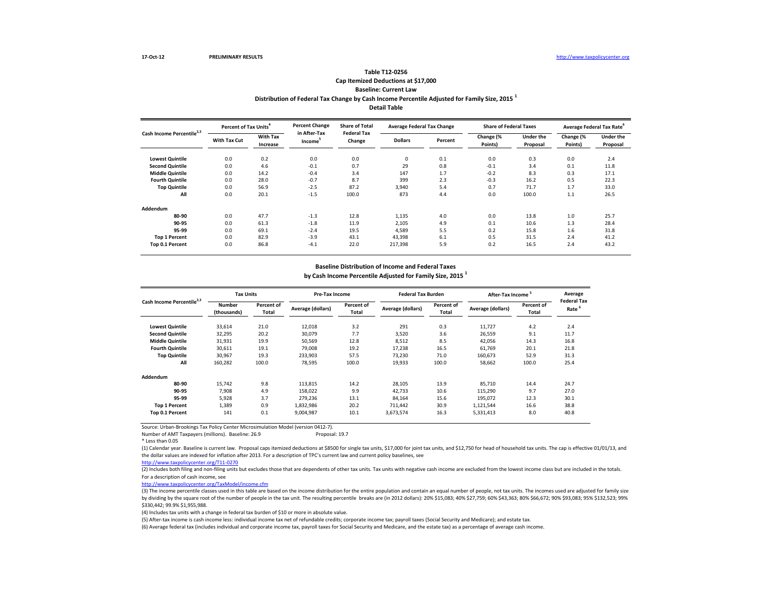17-Oct-12 PRELIMINARY RESULTS http://www.taxpolicycenter.org

# Table T12-0256
## Cap Itemized Deductions at $17,000
### Baseline: Current Law
### Distribution of Federal Tax Change by Cash Income Percentile Adjusted for Family Size, 2015 [1]
### Detail Table

| Cash Income Percentile[2,3] | Percent of Tax Units[4] | | Percent Change in After-Tax Income[5] | Share of Total Federal Tax Change | Average Federal Tax Change | | Share of Federal Taxes | | Average Federal Tax Rate[6] | |
|---|---|---|---|---|---|---|---|---|---|---|
| | With Tax Cut | With Tax Increase | | | Dollars | Percent | Change (% Points) | Under the Proposal | Change (% Points) | Under the Proposal |
| Lowest Quintile | 0.0 | 0.2 | 0.0 | 0.0 | 0 | 0.1 | 0.0 | 0.3 | 0.0 | 2.4 |
| Second Quintile | 0.0 | 4.6 | -0.1 | 0.7 | 29 | 0.8 | -0.1 | 3.4 | 0.1 | 11.8 |
| Middle Quintile | 0.0 | 14.2 | -0.4 | 3.4 | 147 | 1.7 | -0.2 | 8.3 | 0.3 | 17.1 |
| Fourth Quintile | 0.0 | 28.0 | -0.7 | 8.7 | 399 | 2.3 | -0.3 | 16.2 | 0.5 | 22.3 |
| Top Quintile | 0.0 | 56.9 | -2.5 | 87.2 | 3,940 | 5.4 | 0.7 | 71.7 | 1.7 | 33.0 |
| All | 0.0 | 20.1 | -1.5 | 100.0 | 873 | 4.4 | 0.0 | 100.0 | 1.1 | 26.5 |
| **Addendum** | | | | | | | | | | |
| 80-90 | 0.0 | 47.7 | -1.3 | 12.8 | 1,135 | 4.0 | 0.0 | 13.8 | 1.0 | 25.7 |
| 90-95 | 0.0 | 61.3 | -1.8 | 11.9 | 2,105 | 4.9 | 0.1 | 10.6 | 1.3 | 28.4 |
| 95-99 | 0.0 | 69.1 | -2.4 | 19.5 | 4,589 | 5.5 | 0.2 | 15.8 | 1.6 | 31.8 |
| Top 1 Percent | 0.0 | 82.9 | -3.9 | 43.1 | 43,398 | 6.1 | 0.5 | 31.5 | 2.4 | 41.2 |
| Top 0.1 Percent | 0.0 | 86.8 | -4.1 | 22.0 | 217,398 | 5.9 | 0.2 | 16.5 | 2.4 | 43.2 |

### Baseline Distribution of Income and Federal Taxes by Cash Income Percentile Adjusted for Family Size, 2015 [1]

| Cash Income Percentile[2,3] | Tax Units | | Pre-Tax Income | | Federal Tax Burden | | After-Tax Income[5] | | Average Federal Tax Rate[6] |
|---|---|---|---|---|---|---|---|---|---|
| | Number (thousands) | Percent of Total | Average (dollars) | Percent of Total | Average (dollars) | Percent of Total | Average (dollars) | Percent of Total | |
| Lowest Quintile | 33,614 | 21.0 | 12,018 | 3.2 | 291 | 0.3 | 11,727 | 4.2 | 2.4 |
| Second Quintile | 32,295 | 20.2 | 30,079 | 7.7 | 3,520 | 3.6 | 26,559 | 9.1 | 11.7 |
| Middle Quintile | 31,931 | 19.9 | 50,569 | 12.8 | 8,512 | 8.5 | 42,056 | 14.3 | 16.8 |
| Fourth Quintile | 30,611 | 19.1 | 79,008 | 19.2 | 17,238 | 16.5 | 61,769 | 20.1 | 21.8 |
| Top Quintile | 30,967 | 19.3 | 233,903 | 57.5 | 73,230 | 71.0 | 160,673 | 52.9 | 31.3 |
| All | 160,282 | 100.0 | 78,595 | 100.0 | 19,933 | 100.0 | 58,662 | 100.0 | 25.4 |
| **Addendum** | | | | | | | | | |
| 80-90 | 15,742 | 9.8 | 113,815 | 14.2 | 28,105 | 13.9 | 85,710 | 14.4 | 24.7 |
| 90-95 | 7,908 | 4.9 | 158,022 | 9.9 | 42,733 | 10.6 | 115,290 | 9.7 | 27.0 |
| 95-99 | 5,928 | 3.7 | 279,236 | 13.1 | 84,164 | 15.6 | 195,072 | 12.3 | 30.1 |
| Top 1 Percent | 1,389 | 0.9 | 1,832,986 | 20.2 | 711,442 | 30.9 | 1,121,544 | 16.6 | 38.8 |
| Top 0.1 Percent | 141 | 0.1 | 9,004,987 | 10.1 | 3,673,574 | 16.3 | 5,331,413 | 8.0 | 40.8 |

Source: Urban-Brookings Tax Policy Center Microsimulation Model (version 0412-7).

Number of AMT Taxpayers (millions). Baseline: 26.9 Proposal: 19.7

* Less than 0.05

(1) Calendar year. Baseline is current law. Proposal caps itemized deductions at $8500 for single tax units, $17,000 for joint tax units, and $12,750 for head of household tax units. The cap is effective 01/01/13, and the dollar values are indexed for inflation after 2013. For a description of TPC's current law and current policy baselines, see http://www.taxpolicycenter.org/T11-0270

(2) Includes both filing and non-filing units but excludes those that are dependents of other tax units. Tax units with negative cash income are excluded from the lowest income class but are included in the totals. For a description of cash income, see http://www.taxpolicycenter.org/TaxModel/income.cfm

(3) The income percentile classes used in this table are based on the income distribution for the entire population and contain an equal number of people, not tax units. The incomes used are adjusted for family size by dividing by the square root of the number of people in the tax unit. The resulting percentile breaks are (in 2012 dollars): 20% $15,083; 40% $27,759; 60% $43,363; 80% $66,672; 90% $93,083; 95% $132,523; 99% $330,442; 99.9% $1,955,988.

(4) Includes tax units with a change in federal tax burden of $10 or more in absolute value.

(5) After-tax income is cash income less: individual income tax net of refundable credits; corporate income tax; payroll taxes (Social Security and Medicare); and estate tax.

(6) Average federal tax (includes individual and corporate income tax, payroll taxes for Social Security and Medicare, and the estate tax) as a percentage of average cash income.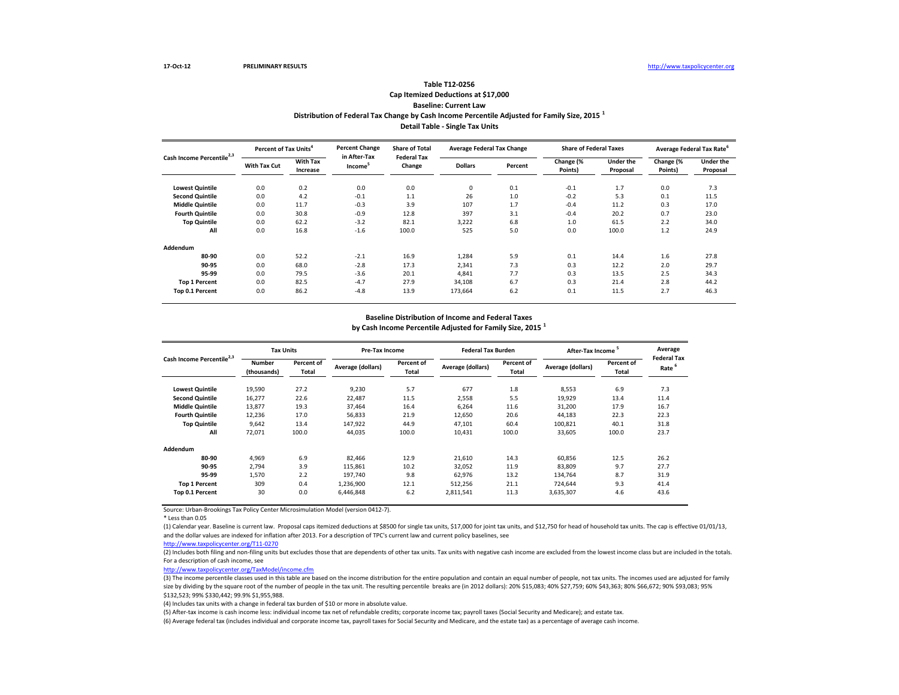17-Oct-12 PRELIMINARY RESULTS http://www.taxpolicycenter.org

## Table T12-0256
### Cap Itemized Deductions at $17,000
### Baseline: Current Law
### Distribution of Federal Tax Change by Cash Income Percentile Adjusted for Family Size, 2015 [1]
### Detail Table - Single Tax Units

| Cash Income Percentile[2,3] | Percent of Tax Units[4] | | Percent Change in After-Tax Income[5] | Share of Total Federal Tax Change | Average Federal Tax Change | | Share of Federal Taxes | | Average Federal Tax Rate[6] | |
|---|---|---|---|---|---|---|---|---|---|---|
| | With Tax Cut | With Tax Increase | | | Dollars | Percent | Change (% Points) | Under the Proposal | Change (% Points) | Under the Proposal |
| Lowest Quintile | 0.0 | 0.2 | 0.0 | 0.0 | 0 | 0.1 | -0.1 | 1.7 | 0.0 | 7.3 |
| Second Quintile | 0.0 | 4.2 | -0.1 | 1.1 | 26 | 1.0 | -0.2 | 5.3 | 0.1 | 11.5 |
| Middle Quintile | 0.0 | 11.7 | -0.3 | 3.9 | 107 | 1.7 | -0.4 | 11.2 | 0.3 | 17.0 |
| Fourth Quintile | 0.0 | 30.8 | -0.9 | 12.8 | 397 | 3.1 | -0.4 | 20.2 | 0.7 | 23.0 |
| Top Quintile | 0.0 | 62.2 | -3.2 | 82.1 | 3,222 | 6.8 | 1.0 | 61.5 | 2.2 | 34.0 |
| All | 0.0 | 16.8 | -1.6 | 100.0 | 525 | 5.0 | 0.0 | 100.0 | 1.2 | 24.9 |
| **Addendum** | | | | | | | | | | |
| 80-90 | 0.0 | 52.2 | -2.1 | 16.9 | 1,284 | 5.9 | 0.1 | 14.4 | 1.6 | 27.8 |
| 90-95 | 0.0 | 68.0 | -2.8 | 17.3 | 2,341 | 7.3 | 0.3 | 12.2 | 2.0 | 29.7 |
| 95-99 | 0.0 | 79.5 | -3.6 | 20.1 | 4,841 | 7.7 | 0.3 | 13.5 | 2.5 | 34.3 |
| Top 1 Percent | 0.0 | 82.5 | -4.7 | 27.9 | 34,108 | 6.7 | 0.3 | 21.4 | 2.8 | 44.2 |
| Top 0.1 Percent | 0.0 | 86.2 | -4.8 | 13.9 | 173,664 | 6.2 | 0.1 | 11.5 | 2.7 | 46.3 |

### Baseline Distribution of Income and Federal Taxes by Cash Income Percentile Adjusted for Family Size, 2015 [1]

| Cash Income Percentile[2,3] | Tax Units | | Pre-Tax Income | | Federal Tax Burden | | After-Tax Income[5] | | Average Federal Tax Rate[6] |
|---|---|---|---|---|---|---|---|---|---|
| | Number (thousands) | Percent of Total | Average (dollars) | Percent of Total | Average (dollars) | Percent of Total | Average (dollars) | Percent of Total | |
| Lowest Quintile | 19,590 | 27.2 | 9,230 | 5.7 | 677 | 1.8 | 8,553 | 6.9 | 7.3 |
| Second Quintile | 16,277 | 22.6 | 22,487 | 11.5 | 2,558 | 5.5 | 19,929 | 13.4 | 11.4 |
| Middle Quintile | 13,877 | 19.3 | 37,464 | 16.4 | 6,264 | 11.6 | 31,200 | 17.9 | 16.7 |
| Fourth Quintile | 12,236 | 17.0 | 56,833 | 21.9 | 12,650 | 20.6 | 44,183 | 22.3 | 22.3 |
| Top Quintile | 9,642 | 13.4 | 147,922 | 44.9 | 47,101 | 60.4 | 100,821 | 40.1 | 31.8 |
| All | 72,071 | 100.0 | 44,035 | 100.0 | 10,431 | 100.0 | 33,605 | 100.0 | 23.7 |
| **Addendum** | | | | | | | | | |
| 80-90 | 4,969 | 6.9 | 82,466 | 12.9 | 21,610 | 14.3 | 60,856 | 12.5 | 26.2 |
| 90-95 | 2,794 | 3.9 | 115,861 | 10.2 | 32,052 | 11.9 | 83,809 | 9.7 | 27.7 |
| 95-99 | 1,570 | 2.2 | 197,740 | 9.8 | 62,976 | 13.2 | 134,764 | 8.7 | 31.9 |
| Top 1 Percent | 309 | 0.4 | 1,236,900 | 12.1 | 512,256 | 21.1 | 724,644 | 9.3 | 41.4 |
| Top 0.1 Percent | 30 | 0.0 | 6,446,848 | 6.2 | 2,811,541 | 11.3 | 3,635,307 | 4.6 | 43.6 |

Source: Urban-Brookings Tax Policy Center Microsimulation Model (version 0412-7).

* Less than 0.05

(1) Calendar year. Baseline is current law. Proposal caps itemized deductions at $8500 for single tax units, $17,000 for joint tax units, and $12,750 for head of household tax units. The cap is effective 01/01/13, and the dollar values are indexed for inflation after 2013. For a description of TPC's current law and current policy baselines, see http://www.taxpolicycenter.org/T11-0270

(2) Includes both filing and non-filing units but excludes those that are dependents of other tax units. Tax units with negative cash income are excluded from the lowest income class but are included in the totals. For a description of cash income, see http://www.taxpolicycenter.org/TaxModel/income.cfm

(3) The income percentile classes used in this table are based on the income distribution for the entire population and contain an equal number of people, not tax units. The incomes used are adjusted for family size by dividing by the square root of the number of people in the tax unit. The resulting percentile breaks are (in 2012 dollars): 20% $15,083; 40% $27,759; 60% $43,363; 80% $66,672; 90% $93,083; 95% $132,523; 99% $330,442; 99.9% $1,955,988.

(4) Includes tax units with a change in federal tax burden of $10 or more in absolute value.

(5) After-tax income is cash income less: individual income tax net of refundable credits; corporate income tax; payroll taxes (Social Security and Medicare); and estate tax.

(6) Average federal tax (includes individual and corporate income tax, payroll taxes for Social Security and Medicare, and the estate tax) as a percentage of average cash income.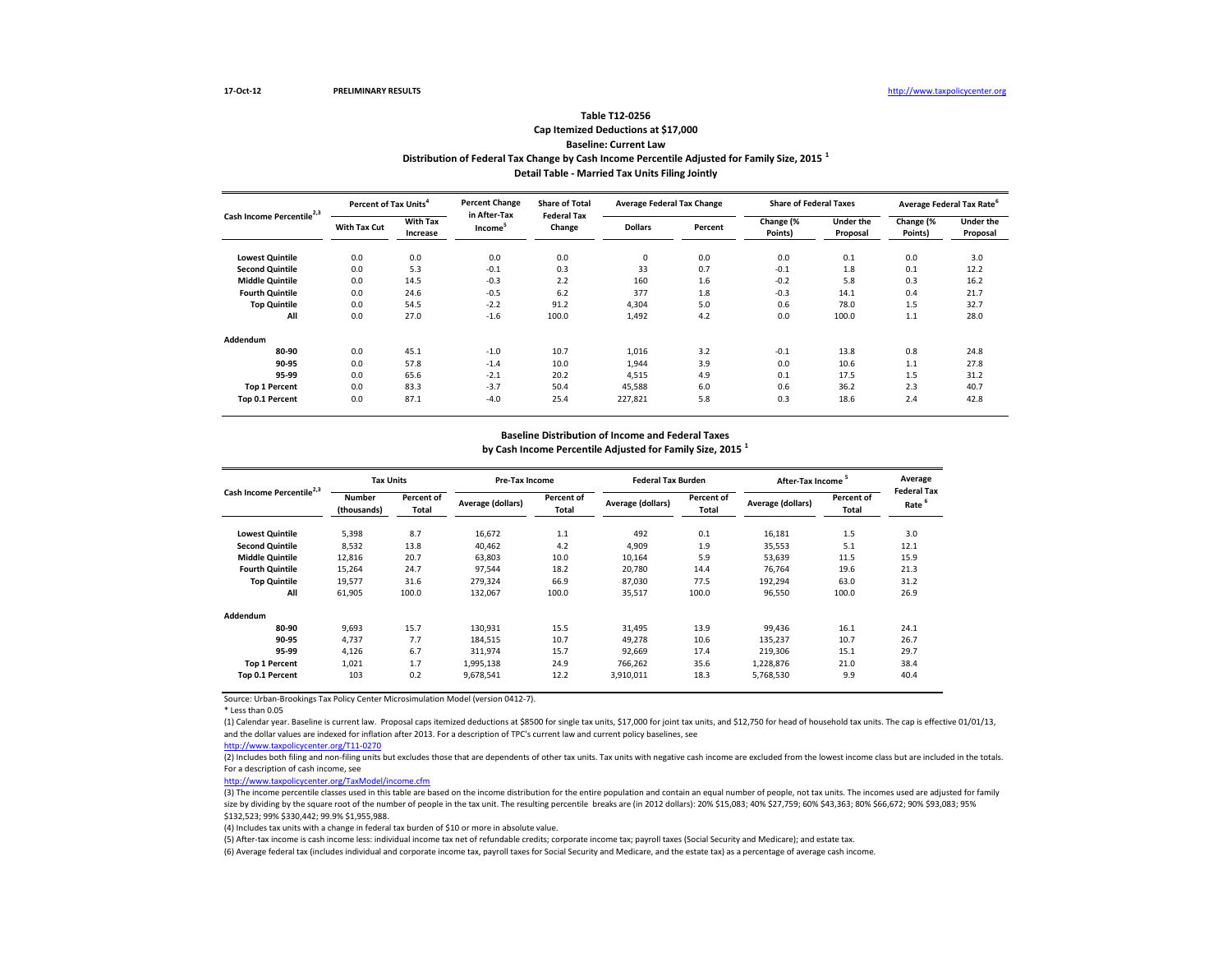17-Oct-12 PRELIMINARY RESULTS http://www.taxpolicycenter.org

### Table T12-0256
### Cap Itemized Deductions at $17,000
### Baseline: Current Law
### Distribution of Federal Tax Change by Cash Income Percentile Adjusted for Family Size, 2015 [1]
### Detail Table - Married Tax Units Filing Jointly

| Cash Income Percentile[2,3] | Percent of Tax Units[4] | | Percent Change in After-Tax Income[5] | Share of Total Federal Tax Change | Average Federal Tax Change | | Share of Federal Taxes | | Average Federal Tax Rate[6] | |
|---|---|---|---|---|---|---|---|---|---|---|
| | With Tax Cut | With Tax Increase | | | Dollars | Percent | Change (% Points) | Under the Proposal | Change (% Points) | Under the Proposal |
| Lowest Quintile | 0.0 | 0.0 | 0.0 | 0.0 | 0 | 0.0 | 0.0 | 0.1 | 0.0 | 3.0 |
| Second Quintile | 0.0 | 5.3 | -0.1 | 0.3 | 33 | 0.7 | -0.1 | 1.8 | 0.1 | 12.2 |
| Middle Quintile | 0.0 | 14.5 | -0.3 | 2.2 | 160 | 1.6 | -0.2 | 5.8 | 0.3 | 16.2 |
| Fourth Quintile | 0.0 | 24.6 | -0.5 | 6.2 | 377 | 1.8 | -0.3 | 14.1 | 0.4 | 21.7 |
| Top Quintile | 0.0 | 54.5 | -2.2 | 91.2 | 4,304 | 5.0 | 0.6 | 78.0 | 1.5 | 32.7 |
| All | 0.0 | 27.0 | -1.6 | 100.0 | 1,492 | 4.2 | 0.0 | 100.0 | 1.1 | 28.0 |
| **Addendum** | | | | | | | | | | |
| 80-90 | 0.0 | 45.1 | -1.0 | 10.7 | 1,016 | 3.2 | -0.1 | 13.8 | 0.8 | 24.8 |
| 90-95 | 0.0 | 57.8 | -1.4 | 10.0 | 1,944 | 3.9 | 0.0 | 10.6 | 1.1 | 27.8 |
| 95-99 | 0.0 | 65.6 | -2.1 | 20.2 | 4,515 | 4.9 | 0.1 | 17.5 | 1.5 | 31.2 |
| Top 1 Percent | 0.0 | 83.3 | -3.7 | 50.4 | 45,588 | 6.0 | 0.6 | 36.2 | 2.3 | 40.7 |
| Top 0.1 Percent | 0.0 | 87.1 | -4.0 | 25.4 | 227,821 | 5.8 | 0.3 | 18.6 | 2.4 | 42.8 |

### Baseline Distribution of Income and Federal Taxes
### by Cash Income Percentile Adjusted for Family Size, 2015 [1]

| Cash Income Percentile[2,3] | Tax Units | | Pre-Tax Income | | Federal Tax Burden | | After-Tax Income[5] | | Average Federal Tax Rate[6] |
|---|---|---|---|---|---|---|---|---|---|
| | Number (thousands) | Percent of Total | Average (dollars) | Percent of Total | Average (dollars) | Percent of Total | Average (dollars) | Percent of Total | |
| Lowest Quintile | 5,398 | 8.7 | 16,672 | 1.1 | 492 | 0.1 | 16,181 | 1.5 | 3.0 |
| Second Quintile | 8,532 | 13.8 | 40,462 | 4.2 | 4,909 | 1.9 | 35,553 | 5.1 | 12.1 |
| Middle Quintile | 12,816 | 20.7 | 63,803 | 10.0 | 10,164 | 5.9 | 53,639 | 11.5 | 15.9 |
| Fourth Quintile | 15,264 | 24.7 | 97,544 | 18.2 | 20,780 | 14.4 | 76,764 | 19.6 | 21.3 |
| Top Quintile | 19,577 | 31.6 | 279,324 | 66.9 | 87,030 | 77.5 | 192,294 | 63.0 | 31.2 |
| All | 61,905 | 100.0 | 132,067 | 100.0 | 35,517 | 100.0 | 96,550 | 100.0 | 26.9 |
| **Addendum** | | | | | | | | | |
| 80-90 | 9,693 | 15.7 | 130,931 | 15.5 | 31,495 | 13.9 | 99,436 | 16.1 | 24.1 |
| 90-95 | 4,737 | 7.7 | 184,515 | 10.7 | 49,278 | 10.6 | 135,237 | 10.7 | 26.7 |
| 95-99 | 4,126 | 6.7 | 311,974 | 15.7 | 92,669 | 17.4 | 219,306 | 15.1 | 29.7 |
| Top 1 Percent | 1,021 | 1.7 | 1,995,138 | 24.9 | 766,262 | 35.6 | 1,228,876 | 21.0 | 38.4 |
| Top 0.1 Percent | 103 | 0.2 | 9,678,541 | 12.2 | 3,910,011 | 18.3 | 5,768,530 | 9.9 | 40.4 |

Source: Urban-Brookings Tax Policy Center Microsimulation Model (version 0412-7).

* Less than 0.05

(1) Calendar year. Baseline is current law. Proposal caps itemized deductions at $8500 for single tax units, $17,000 for joint tax units, and $12,750 for head of household tax units. The cap is effective 01/01/13, and the dollar values are indexed for inflation after 2013. For a description of TPC's current law and current policy baselines, see http://www.taxpolicycenter.org/T11-0270

(2) Includes both filing and non-filing units but excludes those that are dependents of other tax units. Tax units with negative cash income are excluded from the lowest income class but are included in the totals. For a description of cash income, see http://www.taxpolicycenter.org/TaxModel/income.cfm

(3) The income percentile classes used in this table are based on the income distribution for the entire population and contain an equal number of people, not tax units. The incomes used are adjusted for family size by dividing by the square root of the number of people in the tax unit. The resulting percentile breaks are (in 2012 dollars): 20% $15,083; 40% $27,759; 60% $43,363; 80% $66,672; 90% $93,083; 95% $132,523; 99% $330,442; 99.9% $1,955,988.

(4) Includes tax units with a change in federal tax burden of $10 or more in absolute value.

(5) After-tax income is cash income less: individual income tax net of refundable credits; corporate income tax; payroll taxes (Social Security and Medicare); and estate tax.

(6) Average federal tax (includes individual and corporate income tax, payroll taxes for Social Security and Medicare, and the estate tax) as a percentage of average cash income.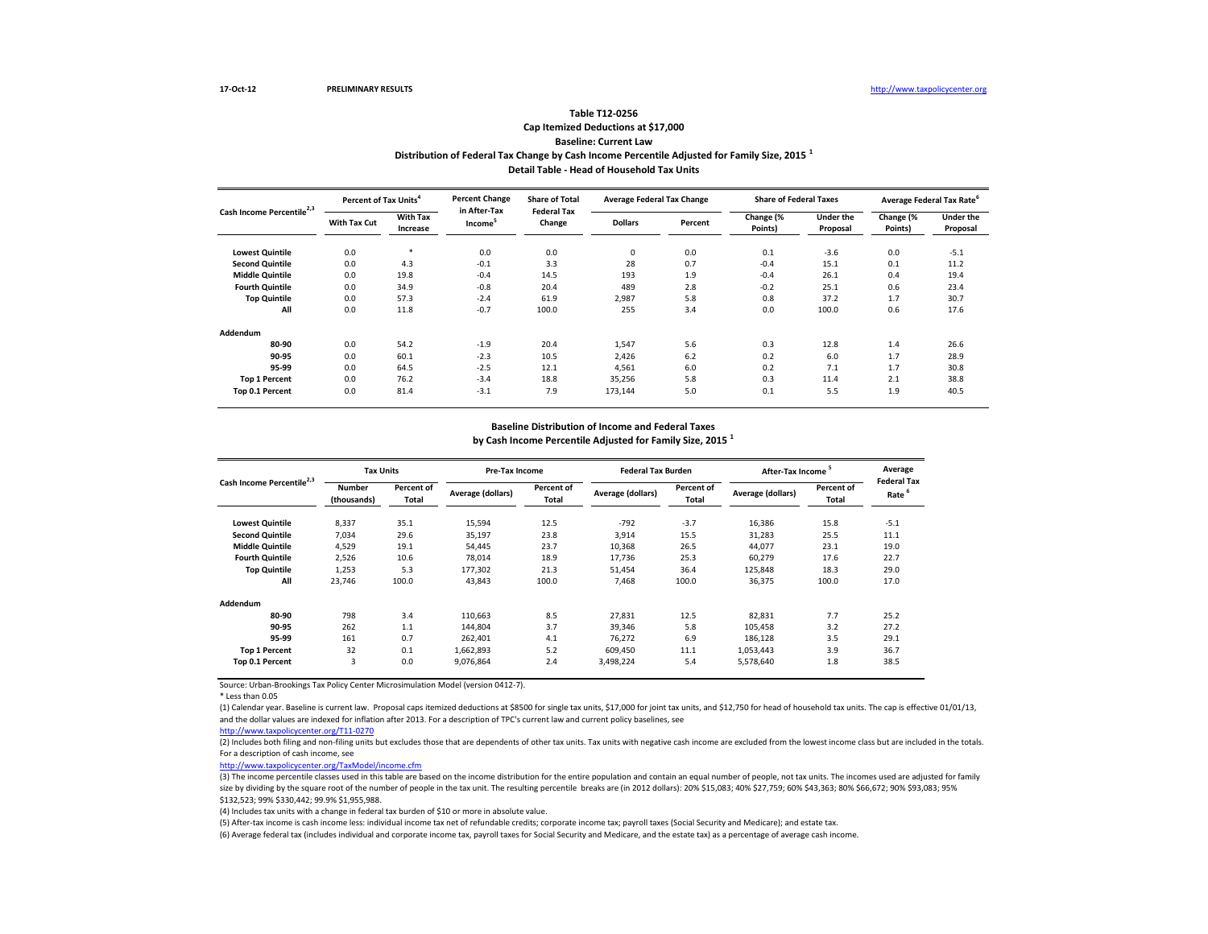17-Oct-12 **PRELIMINARY RESULTS** http://www.taxpolicycenter.org

## Table T12-0256
### Cap Itemized Deductions at $17,000
### Baseline: Current Law
### Distribution of Federal Tax Change by Cash Income Percentile Adjusted for Family Size, 2015 [1]
### Detail Table - Head of Household Tax Units

| Cash Income Percentile[2,3] | Percent of Tax Units[4] | | Percent Change in After-Tax Income[5] | Share of Total Federal Tax Change | Average Federal Tax Change | | Share of Federal Taxes | | Average Federal Tax Rate[6] | |
|---|---|---|---|---|---|---|---|---|---|---|
| | With Tax Cut | With Tax Increase | | | Dollars | Percent | Change (% Points) | Under the Proposal | Change (% Points) | Under the Proposal |
| Lowest Quintile | 0.0 | * | 0.0 | 0.0 | 0 | 0.0 | 0.1 | -3.6 | 0.0 | -5.1 |
| Second Quintile | 0.0 | 4.3 | -0.1 | 3.3 | 28 | 0.7 | -0.4 | 15.1 | 0.1 | 11.2 |
| Middle Quintile | 0.0 | 19.8 | -0.4 | 14.5 | 193 | 1.9 | -0.4 | 26.1 | 0.4 | 19.4 |
| Fourth Quintile | 0.0 | 34.9 | -0.8 | 20.4 | 489 | 2.8 | -0.2 | 25.1 | 0.6 | 23.4 |
| Top Quintile | 0.0 | 57.3 | -2.4 | 61.9 | 2,987 | 5.8 | 0.8 | 37.2 | 1.7 | 30.7 |
| All | 0.0 | 11.8 | -0.7 | 100.0 | 255 | 3.4 | 0.0 | 100.0 | 0.6 | 17.6 |
| **Addendum** | | | | | | | | | | |
| 80-90 | 0.0 | 54.2 | -1.9 | 20.4 | 1,547 | 5.6 | 0.3 | 12.8 | 1.4 | 26.6 |
| 90-95 | 0.0 | 60.1 | -2.3 | 10.5 | 2,426 | 6.2 | 0.2 | 6.0 | 1.7 | 28.9 |
| 95-99 | 0.0 | 64.5 | -2.5 | 12.1 | 4,561 | 6.0 | 0.2 | 7.1 | 1.7 | 30.8 |
| Top 1 Percent | 0.0 | 76.2 | -3.4 | 18.8 | 35,256 | 5.8 | 0.3 | 11.4 | 2.1 | 38.8 |
| Top 0.1 Percent | 0.0 | 81.4 | -3.1 | 7.9 | 173,144 | 5.0 | 0.1 | 5.5 | 1.9 | 40.5 |

### Baseline Distribution of Income and Federal Taxes by Cash Income Percentile Adjusted for Family Size, 2015 [1]

| Cash Income Percentile[2,3] | Tax Units | | Pre-Tax Income | | Federal Tax Burden | | After-Tax Income[5] | | Average Federal Tax Rate[6] |
|---|---|---|---|---|---|---|---|---|---|
| | Number (thousands) | Percent of Total | Average (dollars) | Percent of Total | Average (dollars) | Percent of Total | Average (dollars) | Percent of Total | |
| Lowest Quintile | 8,337 | 35.1 | 15,594 | 12.5 | -792 | -3.7 | 16,386 | 15.8 | -5.1 |
| Second Quintile | 7,034 | 29.6 | 35,197 | 23.8 | 3,914 | 15.5 | 31,283 | 25.5 | 11.1 |
| Middle Quintile | 4,529 | 19.1 | 54,445 | 23.7 | 10,368 | 26.5 | 44,077 | 23.1 | 19.0 |
| Fourth Quintile | 2,526 | 10.6 | 78,014 | 18.9 | 17,736 | 25.3 | 60,279 | 17.6 | 22.7 |
| Top Quintile | 1,253 | 5.3 | 177,302 | 21.3 | 51,454 | 36.4 | 125,848 | 18.3 | 29.0 |
| All | 23,746 | 100.0 | 43,843 | 100.0 | 7,468 | 100.0 | 36,375 | 100.0 | 17.0 |
| **Addendum** | | | | | | | | | |
| 80-90 | 798 | 3.4 | 110,663 | 8.5 | 27,831 | 12.5 | 82,831 | 7.7 | 25.2 |
| 90-95 | 262 | 1.1 | 144,804 | 3.7 | 39,346 | 5.8 | 105,458 | 3.2 | 27.2 |
| 95-99 | 161 | 0.7 | 262,401 | 4.1 | 76,272 | 6.9 | 186,128 | 3.5 | 29.1 |
| Top 1 Percent | 32 | 0.1 | 1,662,893 | 5.2 | 609,450 | 11.1 | 1,053,443 | 3.9 | 36.7 |
| Top 0.1 Percent | 3 | 0.0 | 9,076,864 | 2.4 | 3,498,224 | 5.4 | 5,578,640 | 1.8 | 38.5 |

Source: Urban-Brookings Tax Policy Center Microsimulation Model (version 0412-7).

* Less than 0.05

(1) Calendar year. Baseline is current law. Proposal caps itemized deductions at $8500 for single tax units, $17,000 for joint tax units, and $12,750 for head of household tax units. The cap is effective 01/01/13, and the dollar values are indexed for inflation after 2013. For a description of TPC's current law and current policy baselines, see
http://www.taxpolicycenter.org/T11-0270

(2) Includes both filing and non-filing units but excludes those that are dependents of other tax units. Tax units with negative cash income are excluded from the lowest income class but are included in the totals. For a description of cash income, see
http://www.taxpolicycenter.org/TaxModel/income.cfm

(3) The income percentile classes used in this table are based on the income distribution for the entire population and contain an equal number of people, not tax units. The incomes used are adjusted for family size by dividing by the square root of the number of people in the tax unit. The resulting percentile breaks are (in 2012 dollars): 20% $15,083; 40% $27,759; 60% $43,363; 80% $66,672; 90% $93,083; 95% $132,523; 99% $330,442; 99.9% $1,955,988.

(4) Includes tax units with a change in federal tax burden of $10 or more in absolute value.

(5) After-tax income is cash income less: individual income tax net of refundable credits; corporate income tax; payroll taxes (Social Security and Medicare); and estate tax.

(6) Average federal tax (includes individual and corporate income tax, payroll taxes for Social Security and Medicare, and the estate tax) as a percentage of average cash income.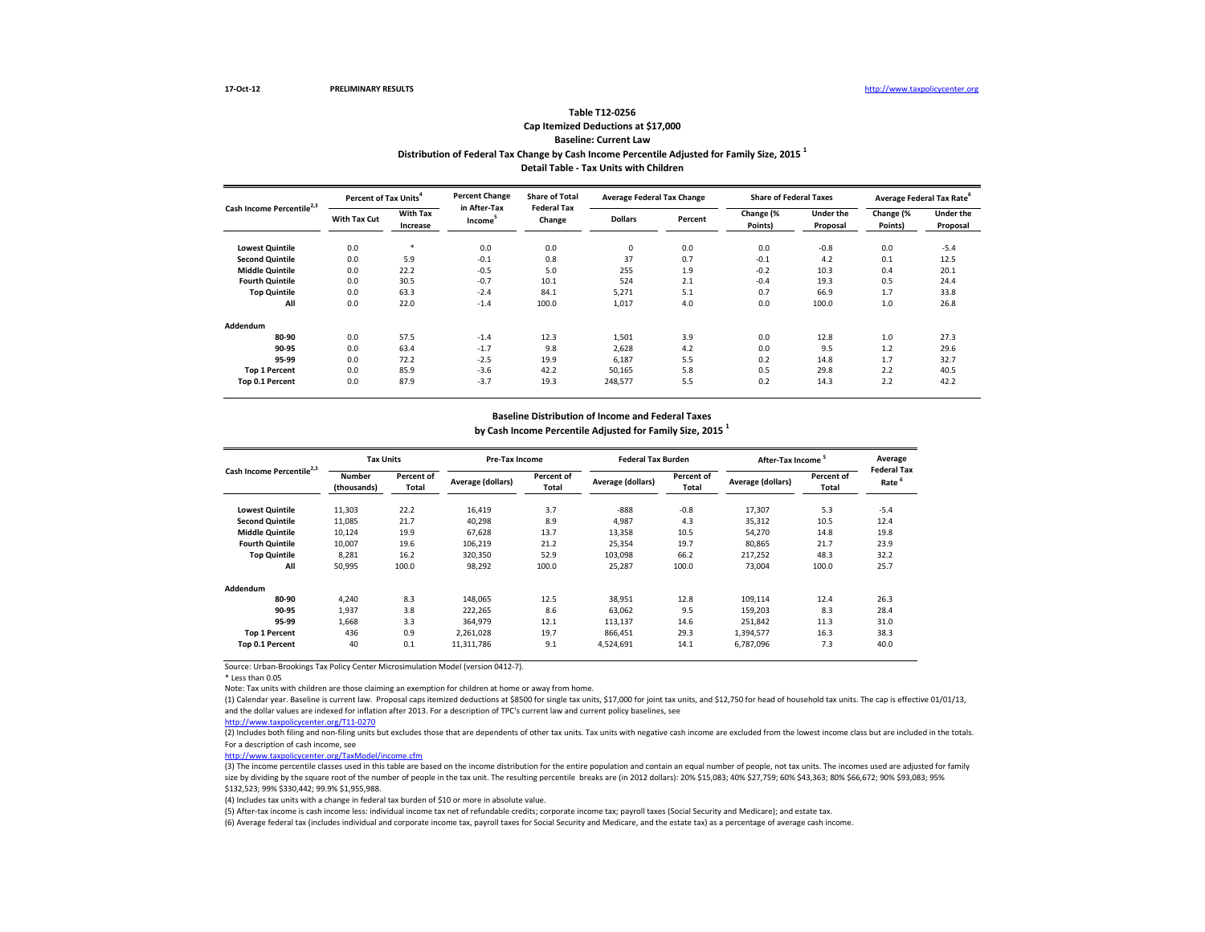17-Oct-12 **PRELIMINARY RESULTS** http://www.taxpolicycenter.org

## Table T12-0256
### Cap Itemized Deductions at $17,000
### Baseline: Current Law
### Distribution of Federal Tax Change by Cash Income Percentile Adjusted for Family Size, 2015 [1]
### Detail Table - Tax Units with Children

| Cash Income Percentile[2,3] | Percent of Tax Units[4] | | Percent Change in After-Tax Income[5] | Share of Total Federal Tax Change | Average Federal Tax Change | | Share of Federal Taxes | | Average Federal Tax Rate[6] | |
|---|---|---|---|---|---|---|---|---|---|---|
| | With Tax Cut | With Tax Increase | | | Dollars | Percent | Change (% Points) | Under the Proposal | Change (% Points) | Under the Proposal |
| Lowest Quintile | 0.0 | * | 0.0 | 0.0 | 0 | 0.0 | 0.0 | -0.8 | 0.0 | -5.4 |
| Second Quintile | 0.0 | 5.9 | -0.1 | 0.8 | 37 | 0.7 | -0.1 | 4.2 | 0.1 | 12.5 |
| Middle Quintile | 0.0 | 22.2 | -0.5 | 5.0 | 255 | 1.9 | -0.2 | 10.3 | 0.4 | 20.1 |
| Fourth Quintile | 0.0 | 30.5 | -0.7 | 10.1 | 524 | 2.1 | -0.4 | 19.3 | 0.5 | 24.4 |
| Top Quintile | 0.0 | 63.3 | -2.4 | 84.1 | 5,271 | 5.1 | 0.7 | 66.9 | 1.7 | 33.8 |
| All | 0.0 | 22.0 | -1.4 | 100.0 | 1,017 | 4.0 | 0.0 | 100.0 | 1.0 | 26.8 |
| **Addendum** | | | | | | | | | | |
| 80-90 | 0.0 | 57.5 | -1.4 | 12.3 | 1,501 | 3.9 | 0.0 | 12.8 | 1.0 | 27.3 |
| 90-95 | 0.0 | 63.4 | -1.7 | 9.8 | 2,628 | 4.2 | 0.0 | 9.5 | 1.2 | 29.6 |
| 95-99 | 0.0 | 72.2 | -2.5 | 19.9 | 6,187 | 5.5 | 0.2 | 14.8 | 1.7 | 32.7 |
| Top 1 Percent | 0.0 | 85.9 | -3.6 | 42.2 | 50,165 | 5.8 | 0.5 | 29.8 | 2.2 | 40.5 |
| Top 0.1 Percent | 0.0 | 87.9 | -3.7 | 19.3 | 248,577 | 5.5 | 0.2 | 14.3 | 2.2 | 42.2 |

### Baseline Distribution of Income and Federal Taxes
### by Cash Income Percentile Adjusted for Family Size, 2015 [1]

| Cash Income Percentile[2,3] | Tax Units | | Pre-Tax Income | | Federal Tax Burden | | After-Tax Income[5] | | Average Federal Tax Rate[6] |
|---|---|---|---|---|---|---|---|---|---|
| | Number (thousands) | Percent of Total | Average (dollars) | Percent of Total | Average (dollars) | Percent of Total | Average (dollars) | Percent of Total | |
| Lowest Quintile | 11,303 | 22.2 | 16,419 | 3.7 | -888 | -0.8 | 17,307 | 5.3 | -5.4 |
| Second Quintile | 11,085 | 21.7 | 40,298 | 8.9 | 4,987 | 4.3 | 35,312 | 10.5 | 12.4 |
| Middle Quintile | 10,124 | 19.9 | 67,628 | 13.7 | 13,358 | 10.5 | 54,270 | 14.8 | 19.8 |
| Fourth Quintile | 10,007 | 19.6 | 106,219 | 21.2 | 25,354 | 19.7 | 80,865 | 21.7 | 23.9 |
| Top Quintile | 8,281 | 16.2 | 320,350 | 52.9 | 103,098 | 66.2 | 217,252 | 48.3 | 32.2 |
| All | 50,995 | 100.0 | 98,292 | 100.0 | 25,287 | 100.0 | 73,004 | 100.0 | 25.7 |
| **Addendum** | | | | | | | | | |
| 80-90 | 4,240 | 8.3 | 148,065 | 12.5 | 38,951 | 12.8 | 109,114 | 12.4 | 26.3 |
| 90-95 | 1,937 | 3.8 | 222,265 | 8.6 | 63,062 | 9.5 | 159,203 | 8.3 | 28.4 |
| 95-99 | 1,668 | 3.3 | 364,979 | 12.1 | 113,137 | 14.6 | 251,842 | 11.3 | 31.0 |
| Top 1 Percent | 436 | 0.9 | 2,261,028 | 19.7 | 866,451 | 29.3 | 1,394,577 | 16.3 | 38.3 |
| Top 0.1 Percent | 40 | 0.1 | 11,311,786 | 9.1 | 4,524,691 | 14.1 | 6,787,096 | 7.3 | 40.0 |

Source: Urban-Brookings Tax Policy Center Microsimulation Model (version 0412-7).

* Less than 0.05

Note: Tax units with children are those claiming an exemption for children at home or away from home.

(1) Calendar year. Baseline is current law. Proposal caps itemized deductions at $8500 for single tax units, $17,000 for joint tax units, and $12,750 for head of household tax units. The cap is effective 01/01/13, and the dollar values are indexed for inflation after 2013. For a description of TPC's current law and current policy baselines, see http://www.taxpolicycenter.org/T11-0270

(2) Includes both filing and non-filing units but excludes those that are dependents of other tax units. Tax units with negative cash income are excluded from the lowest income class but are included in the totals. For a description of cash income, see http://www.taxpolicycenter.org/TaxModel/income.cfm

(3) The income percentile classes used in this table are based on the income distribution for the entire population and contain an equal number of people, not tax units. The incomes used are adjusted for family size by dividing by the square root of the number of people in the tax unit. The resulting percentile breaks are (in 2012 dollars): 20% $15,083; 40% $27,759; 60% $43,363; 80% $66,672; 90% $93,083; 95% $132,523; 99% $330,442; 99.9% $1,955,988.

(4) Includes tax units with a change in federal tax burden of $10 or more in absolute value.

(5) After-tax income is cash income less: individual income tax net of refundable credits; corporate income tax; payroll taxes (Social Security and Medicare); and estate tax.

(6) Average federal tax (includes individual and corporate income tax, payroll taxes for Social Security and Medicare, and the estate tax) as a percentage of average cash income.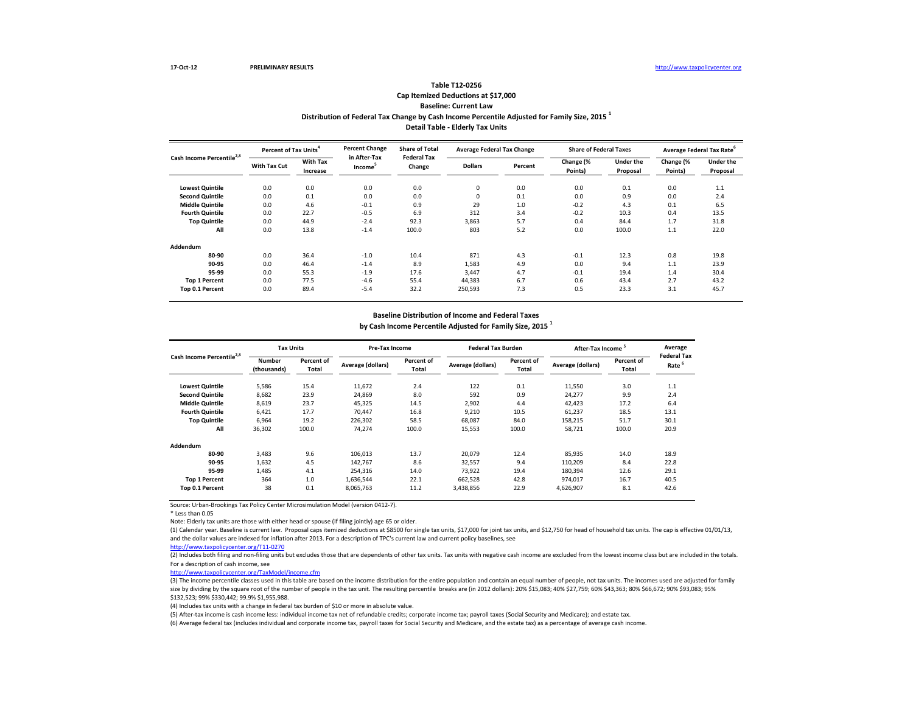17-Oct-12 **PRELIMINARY RESULTS** http://www.taxpolicycenter.org

# Table T12-0256
## Cap Itemized Deductions at $17,000
## Baseline: Current Law
## Distribution of Federal Tax Change by Cash Income Percentile Adjusted for Family Size, 2015 [1]
## Detail Table - Elderly Tax Units

| Cash Income Percentile[2,3] | Percent of Tax Units[4] | | Percent Change in After-Tax Income[5] | Share of Total Federal Tax Change | Average Federal Tax Change | | Share of Federal Taxes | | Average Federal Tax Rate[6] | |
|---|---|---|---|---|---|---|---|---|---|---|
| | With Tax Cut | With Tax Increase | | | Dollars | Percent | Change (% Points) | Under the Proposal | Change (% Points) | Under the Proposal |
| **Lowest Quintile** | 0.0 | 0.0 | 0.0 | 0.0 | 0 | 0.0 | 0.0 | 0.1 | 0.0 | 1.1 |
| **Second Quintile** | 0.0 | 0.1 | 0.0 | 0.0 | 0 | 0.1 | 0.0 | 0.9 | 0.0 | 2.4 |
| **Middle Quintile** | 0.0 | 4.6 | -0.1 | 0.9 | 29 | 1.0 | -0.2 | 4.3 | 0.1 | 6.5 |
| **Fourth Quintile** | 0.0 | 22.7 | -0.5 | 6.9 | 312 | 3.4 | -0.2 | 10.3 | 0.4 | 13.5 |
| **Top Quintile** | 0.0 | 44.9 | -2.4 | 92.3 | 3,863 | 5.7 | 0.4 | 84.4 | 1.7 | 31.8 |
| **All** | 0.0 | 13.8 | -1.4 | 100.0 | 803 | 5.2 | 0.0 | 100.0 | 1.1 | 22.0 |
| **Addendum** | | | | | | | | | | |
| **80-90** | 0.0 | 36.4 | -1.0 | 10.4 | 871 | 4.3 | -0.1 | 12.3 | 0.8 | 19.8 |
| **90-95** | 0.0 | 46.4 | -1.4 | 8.9 | 1,583 | 4.9 | 0.0 | 9.4 | 1.1 | 23.9 |
| **95-99** | 0.0 | 55.3 | -1.9 | 17.6 | 3,447 | 4.7 | -0.1 | 19.4 | 1.4 | 30.4 |
| **Top 1 Percent** | 0.0 | 77.5 | -4.6 | 55.4 | 44,383 | 6.7 | 0.6 | 43.4 | 2.7 | 43.2 |
| **Top 0.1 Percent** | 0.0 | 89.4 | -5.4 | 32.2 | 250,593 | 7.3 | 0.5 | 23.3 | 3.1 | 45.7 |

## Baseline Distribution of Income and Federal Taxes
## by Cash Income Percentile Adjusted for Family Size, 2015 [1]

| Cash Income Percentile[2,3] | Tax Units | | Pre-Tax Income | | Federal Tax Burden | | After-Tax Income[5] | | Average Federal Tax Rate[6] |
|---|---|---|---|---|---|---|---|---|---|
| | Number (thousands) | Percent of Total | Average (dollars) | Percent of Total | Average (dollars) | Percent of Total | Average (dollars) | Percent of Total | |
| **Lowest Quintile** | 5,586 | 15.4 | 11,672 | 2.4 | 122 | 0.1 | 11,550 | 3.0 | 1.1 |
| **Second Quintile** | 8,682 | 23.9 | 24,869 | 8.0 | 592 | 0.9 | 24,277 | 9.9 | 2.4 |
| **Middle Quintile** | 8,619 | 23.7 | 45,325 | 14.5 | 2,902 | 4.4 | 42,423 | 17.2 | 6.4 |
| **Fourth Quintile** | 6,421 | 17.7 | 70,447 | 16.8 | 9,210 | 10.5 | 61,237 | 18.5 | 13.1 |
| **Top Quintile** | 6,964 | 19.2 | 226,302 | 58.5 | 68,087 | 84.0 | 158,215 | 51.7 | 30.1 |
| **All** | 36,302 | 100.0 | 74,274 | 100.0 | 15,553 | 100.0 | 58,721 | 100.0 | 20.9 |
| **Addendum** | | | | | | | | | |
| **80-90** | 3,483 | 9.6 | 106,013 | 13.7 | 20,079 | 12.4 | 85,935 | 14.0 | 18.9 |
| **90-95** | 1,632 | 4.5 | 142,767 | 8.6 | 32,557 | 9.4 | 110,209 | 8.4 | 22.8 |
| **95-99** | 1,485 | 4.1 | 254,316 | 14.0 | 73,922 | 19.4 | 180,394 | 12.6 | 29.1 |
| **Top 1 Percent** | 364 | 1.0 | 1,636,544 | 22.1 | 662,528 | 42.8 | 974,017 | 16.7 | 40.5 |
| **Top 0.1 Percent** | 38 | 0.1 | 8,065,763 | 11.2 | 3,438,856 | 22.9 | 4,626,907 | 8.1 | 42.6 |

Source: Urban-Brookings Tax Policy Center Microsimulation Model (version 0412-7).

* Less than 0.05

Note: Elderly tax units are those with either head or spouse (if filing jointly) age 65 or older.

(1) Calendar year. Baseline is current law. Proposal caps itemized deductions at $8500 for single tax units, $17,000 for joint tax units, and $12,750 for head of household tax units. The cap is effective 01/01/13, and the dollar values are indexed for inflation after 2013. For a description of TPC's current law and current policy baselines, see
http://www.taxpolicycenter.org/T11-0270

(2) Includes both filing and non-filing units but excludes those that are dependents of other tax units. Tax units with negative cash income are excluded from the lowest income class but are included in the totals. For a description of cash income, see
http://www.taxpolicycenter.org/TaxModel/income.cfm

(3) The income percentile classes used in this table are based on the income distribution for the entire population and contain an equal number of people, not tax units. The incomes used are adjusted for family size by dividing by the square root of the number of people in the tax unit. The resulting percentile breaks are (in 2012 dollars): 20% $15,083; 40% $27,759; 60% $43,363; 80% $66,672; 90% $93,083; 95% $132,523; 99% $330,442; 99.9% $1,955,988.

(4) Includes tax units with a change in federal tax burden of $10 or more in absolute value.

(5) After-tax income is cash income less: individual income tax net of refundable credits; corporate income tax; payroll taxes (Social Security and Medicare); and estate tax.

(6) Average federal tax (includes individual and corporate income tax, payroll taxes for Social Security and Medicare, and the estate tax) as a percentage of average cash income.